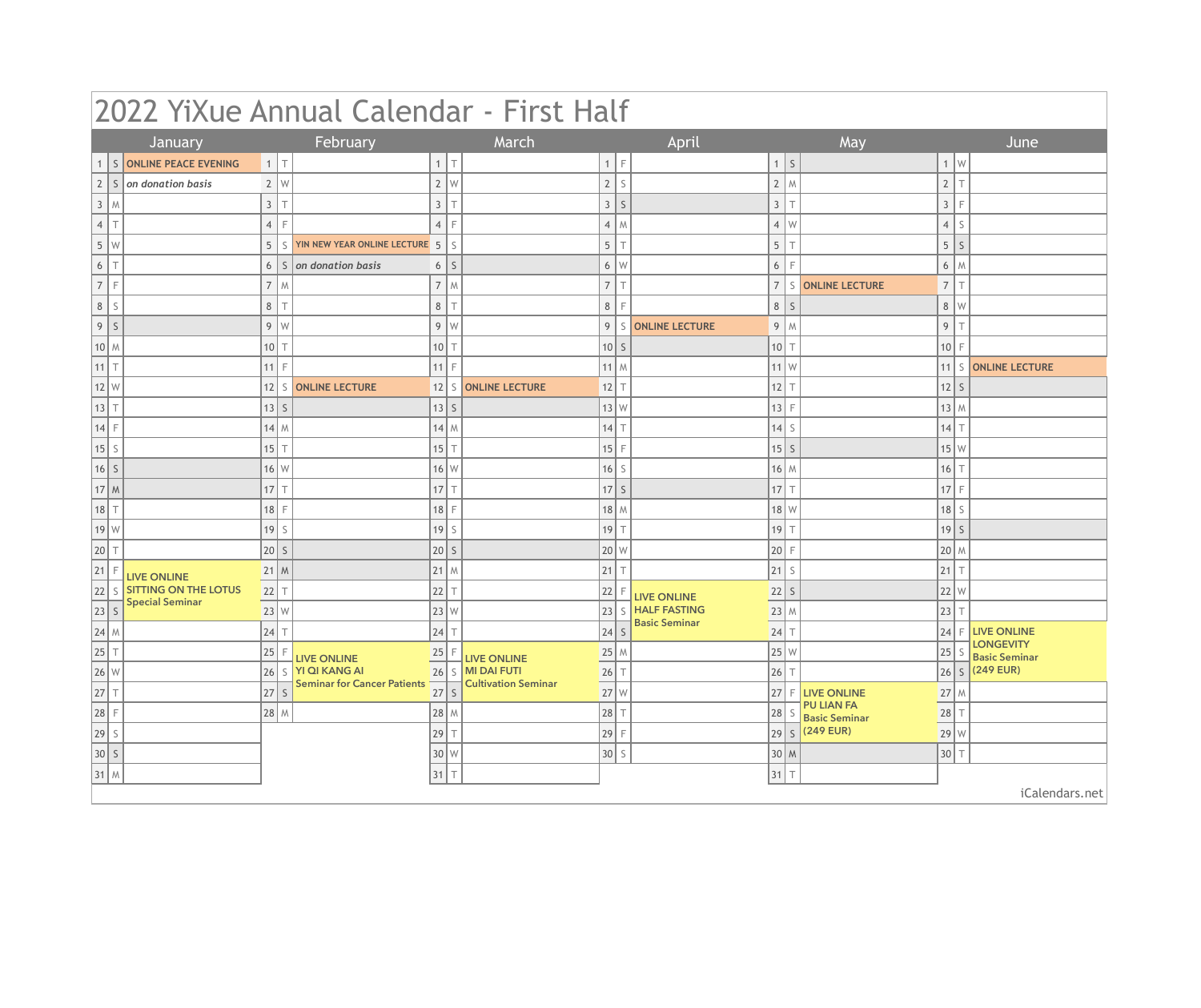# 2022 YiXue Annual Calendar - First Half

| | | January | | | February | | | March | | | April | | | May | | | June |
|---|---|---|---|---|---|---|---|---|---|---|---|---|---|---|---|---|---|
| 1 | S | ONLINE PEACE EVENING | 1 | T | | 1 | T | | 1 | F | | 1 | S | | 1 | W | |
| 2 | S | *on donation basis* | 2 | W | | 2 | W | | 2 | S | | 2 | M | | 2 | T | |
| 3 | M | | 3 | T | | 3 | T | | 3 | S | | 3 | T | | 3 | F | |
| 4 | T | | 4 | F | | 4 | F | | 4 | M | | 4 | W | | 4 | S | |
| 5 | W | | 5 | S | YIN NEW YEAR ONLINE LECTURE | 5 | S | | 5 | T | | 5 | T | | 5 | S | |
| 6 | T | | 6 | S | *on donation basis* | 6 | S | | 6 | W | | 6 | F | | 6 | M | |
| 7 | F | | 7 | M | | 7 | M | | 7 | T | | 7 | S | ONLINE LECTURE | 7 | T | |
| 8 | S | | 8 | T | | 8 | T | | 8 | F | | 8 | S | | 8 | W | |
| 9 | S | | 9 | W | | 9 | W | | 9 | S | ONLINE LECTURE | 9 | M | | 9 | T | |
| 10 | M | | 10 | T | | 10 | T | | 10 | S | | 10 | T | | 10 | F | |
| 11 | T | | 11 | F | | 11 | F | | 11 | M | | 11 | W | | 11 | S | ONLINE LECTURE |
| 12 | W | | 12 | S | ONLINE LECTURE | 12 | S | ONLINE LECTURE | 12 | T | | 12 | T | | 12 | S | |
| 13 | T | | 13 | S | | 13 | S | | 13 | W | | 13 | F | | 13 | M | |
| 14 | F | | 14 | M | | 14 | M | | 14 | T | | 14 | S | | 14 | T | |
| 15 | S | | 15 | T | | 15 | T | | 15 | F | | 15 | S | | 15 | W | |
| 16 | S | | 16 | W | | 16 | W | | 16 | S | | 16 | M | | 16 | T | |
| 17 | M | | 17 | T | | 17 | T | | 17 | S | | 17 | T | | 17 | F | |
| 18 | T | | 18 | F | | 18 | F | | 18 | M | | 18 | W | | 18 | S | |
| 19 | W | | 19 | S | | 19 | S | | 19 | T | | 19 | T | | 19 | S | |
| 20 | T | | 20 | S | | 20 | S | | 20 | W | | 20 | F | | 20 | M | |
| 21 | F | LIVE ONLINE SITTING ON THE LOTUS Special Seminar | 21 | M | | 21 | M | | 21 | T | | 21 | S | | 21 | T | |
| 22 | S | | 22 | T | | 22 | T | | 22 | F | LIVE ONLINE HALF FASTING Basic Seminar | 22 | S | | 22 | W | |
| 23 | S | | 23 | W | | 23 | W | | 23 | S | | 23 | M | | 23 | T | |
| 24 | M | | 24 | T | | 24 | T | | 24 | S | | 24 | T | | 24 | F | LIVE ONLINE LONGEVITY Basic Seminar (249 EUR) |
| 25 | T | | 25 | F | LIVE ONLINE YI QI KANG AI Seminar for Cancer Patients | 25 | F | LIVE ONLINE MI DAI FUTI Cultivation Seminar | 25 | M | | 25 | W | | 25 | S | |
| 26 | W | | 26 | S | | 26 | S | | 26 | T | | 26 | T | | 26 | S | |
| 27 | T | | 27 | S | | 27 | S | | 27 | W | | 27 | F | LIVE ONLINE PU LIAN FA Basic Seminar (249 EUR) | 27 | M | |
| 28 | F | | 28 | M | | 28 | M | | 28 | T | | 28 | S | | 28 | T | |
| 29 | S | | | | | 29 | T | | 29 | F | | 29 | S | | 29 | W | |
| 30 | S | | | | | 30 | W | | 30 | S | | 30 | M | | 30 | T | |
| 31 | M | | | | | 31 | T | | | | | 31 | T | | | | |

iCalendars.net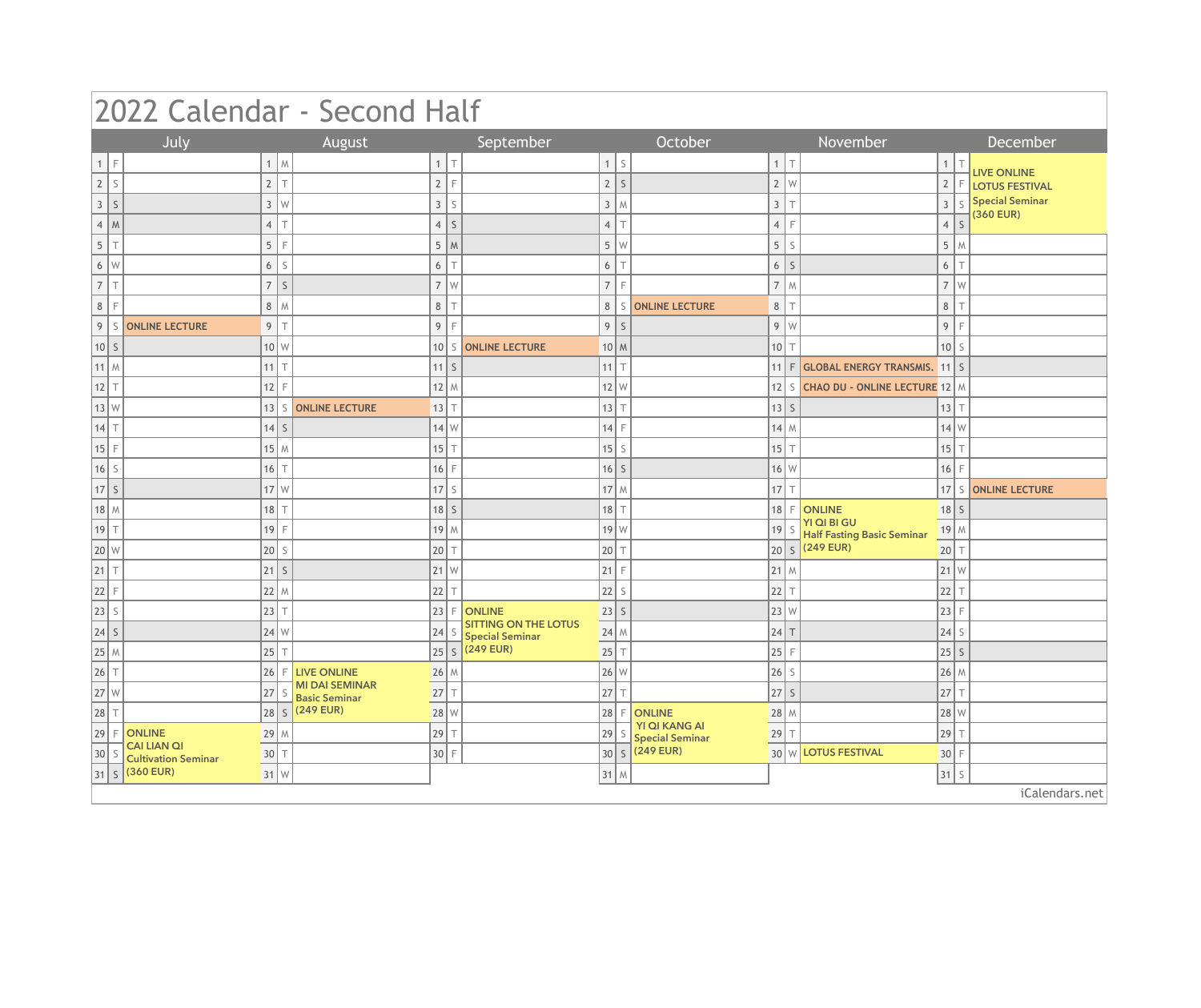# 2022 Calendar - Second Half

| July | | | August | | | September | | | October | | | November | | | December | | |
|---|---|---|---|---|---|---|---|---|---|---|---|---|---|---|---|---|---|
| 1 | F | | 1 | M | | 1 | T | | 1 | S | | 1 | T | | 1 | T | LIVE ONLINE LOTUS FESTIVAL Special Seminar (360 EUR) |
| 2 | S | | 2 | T | | 2 | F | | 2 | S | | 2 | W | | 2 | F | |
| 3 | S | | 3 | W | | 3 | S | | 3 | M | | 3 | T | | 3 | S | |
| 4 | M | | 4 | T | | 4 | S | | 4 | T | | 4 | F | | 4 | S | |
| 5 | T | | 5 | F | | 5 | M | | 5 | W | | 5 | S | | 5 | M | |
| 6 | W | | 6 | S | | 6 | T | | 6 | T | | 6 | S | | 6 | T | |
| 7 | T | | 7 | S | | 7 | W | | 7 | F | | 7 | M | | 7 | W | |
| 8 | F | | 8 | M | | 8 | T | | 8 | S | ONLINE LECTURE | 8 | T | | 8 | T | |
| 9 | S | ONLINE LECTURE | 9 | T | | 9 | F | | 9 | S | | 9 | W | | 9 | F | |
| 10 | S | | 10 | W | | 10 | S | ONLINE LECTURE | 10 | M | | 10 | T | | 10 | S | |
| 11 | M | | 11 | T | | 11 | S | | 11 | T | | 11 | F | GLOBAL ENERGY TRANSMIS. | 11 | S | |
| 12 | T | | 12 | F | | 12 | M | | 12 | W | | 12 | S | CHAO DU - ONLINE LECTURE | 12 | M | |
| 13 | W | | 13 | S | ONLINE LECTURE | 13 | T | | 13 | T | | 13 | S | | 13 | T | |
| 14 | T | | 14 | S | | 14 | W | | 14 | F | | 14 | M | | 14 | W | |
| 15 | F | | 15 | M | | 15 | T | | 15 | S | | 15 | T | | 15 | T | |
| 16 | S | | 16 | T | | 16 | F | | 16 | S | | 16 | W | | 16 | F | |
| 17 | S | | 17 | W | | 17 | S | | 17 | M | | 17 | T | | 17 | S | ONLINE LECTURE |
| 18 | M | | 18 | T | | 18 | S | | 18 | T | | 18 | F | ONLINE YI QI BI GU Half Fasting Basic Seminar (249 EUR) | 18 | S | |
| 19 | T | | 19 | F | | 19 | M | | 19 | W | | 19 | S | | 19 | M | |
| 20 | W | | 20 | S | | 20 | T | | 20 | T | | 20 | S | | 20 | T | |
| 21 | T | | 21 | S | | 21 | W | | 21 | F | | 21 | M | | 21 | W | |
| 22 | F | | 22 | M | | 22 | T | | 22 | S | | 22 | T | | 22 | T | |
| 23 | S | | 23 | T | | 23 | F | ONLINE SITTING ON THE LOTUS Special Seminar (249 EUR) | 23 | S | | 23 | W | | 23 | F | |
| 24 | S | | 24 | W | | 24 | S | | 24 | M | | 24 | T | | 24 | S | |
| 25 | M | | 25 | T | | 25 | S | | 25 | T | | 25 | F | | 25 | S | |
| 26 | T | | 26 | F | LIVE ONLINE MI DAI SEMINAR Basic Seminar (249 EUR) | 26 | M | | 26 | W | | 26 | S | | 26 | M | |
| 27 | W | | 27 | S | | 27 | T | | 27 | T | | 27 | S | | 27 | T | |
| 28 | T | | 28 | S | | 28 | W | | 28 | F | ONLINE YI QI KANG AI Special Seminar (249 EUR) | 28 | M | | 28 | W | |
| 29 | F | ONLINE CAI LIAN QI Cultivation Seminar (360 EUR) | 29 | M | | 29 | T | | 29 | S | | 29 | T | | 29 | T | |
| 30 | S | | 30 | T | | 30 | F | | 30 | S | | 30 | W | LOTUS FESTIVAL | 30 | F | |
| 31 | S | | 31 | W | | | | | 31 | M | | | | | 31 | S | |

iCalendars.net